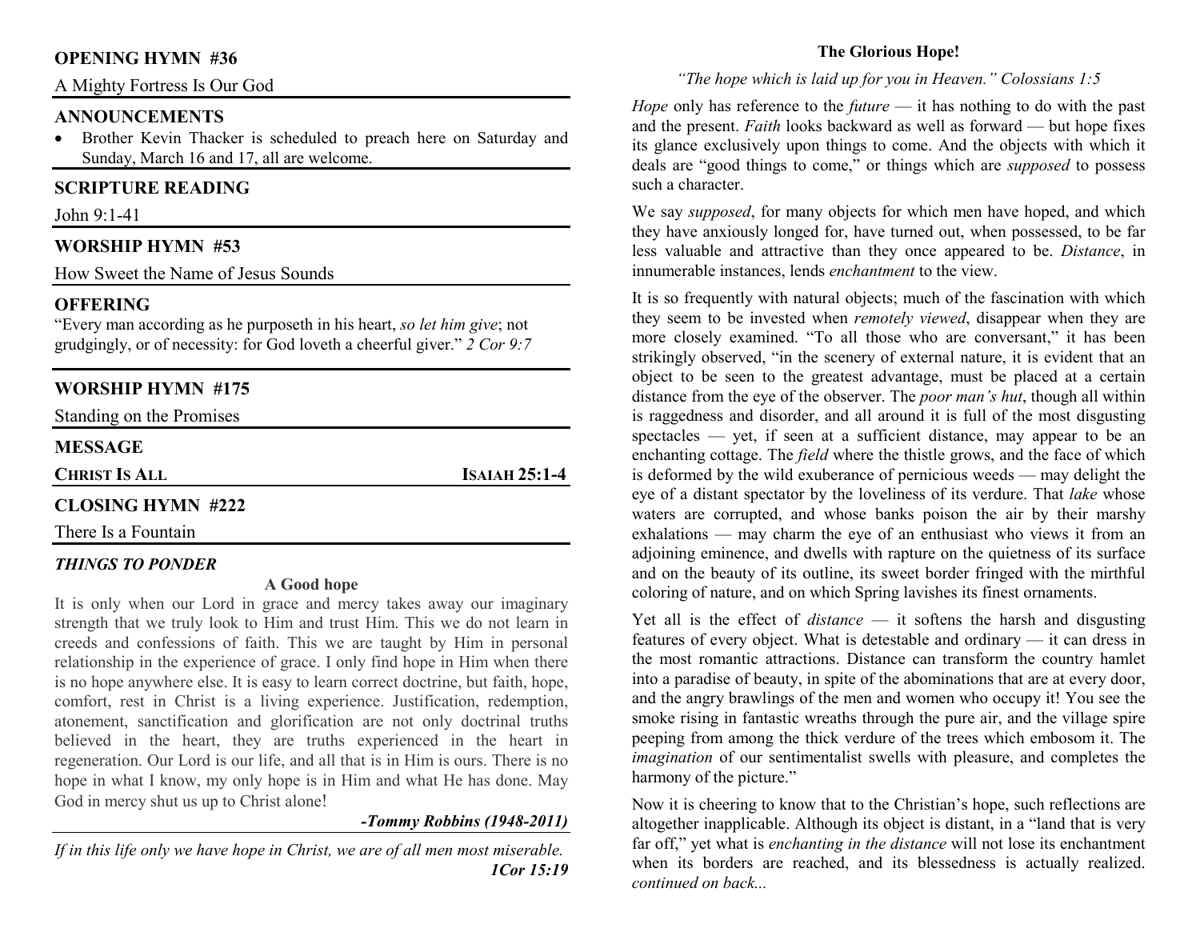## OPENING HYMN #36

A Mighty Fortress Is Our God

## ANNOUNCEMENTS

- Brother Kevin Thacker is scheduled to preach here on Saturday and Sunday, March 16 and 17, all are welcome.

## SCRIPTURE READING

John 9:1-41

## WORSHIP HYMN #53

How Sweet the Name of Jesus Sounds

## OFFERING

"Every man according as he purposeth in his heart, *so let him give*; not grudgingly, or of necessity: for God loveth a cheerful giver." *2 Cor 9:7*

## WORSHIP HYMN #175

Standing on the Promises

## MESSAGE

**CHRIST IS ALL** **ISAIAH 25:1-4**

## CLOSING HYMN #222

There Is a Fountain

### *THINGS TO PONDER*

**A Good hope**

It is only when our Lord in grace and mercy takes away our imaginary strength that we truly look to Him and trust Him. This we do not learn in creeds and confessions of faith. This we are taught by Him in personal relationship in the experience of grace. I only find hope in Him when there is no hope anywhere else. It is easy to learn correct doctrine, but faith, hope, comfort, rest in Christ is a living experience. Justification, redemption, atonement, sanctification and glorification are not only doctrinal truths believed in the heart, they are truths experienced in the heart in regeneration. Our Lord is our life, and all that is in Him is ours. There is no hope in what I know, my only hope is in Him and what He has done. May God in mercy shut us up to Christ alone!

***-Tommy Robbins (1948-2011)***

*If in this life only we have hope in Christ, we are of all men most miserable.* ***1Cor 15:19***

## The Glorious Hope!

*"The hope which is laid up for you in Heaven." Colossians 1:5*

*Hope* only has reference to the *future* — it has nothing to do with the past and the present. *Faith* looks backward as well as forward — but hope fixes its glance exclusively upon things to come. And the objects with which it deals are "good things to come," or things which are *supposed* to possess such a character.

We say *supposed*, for many objects for which men have hoped, and which they have anxiously longed for, have turned out, when possessed, to be far less valuable and attractive than they once appeared to be. *Distance*, in innumerable instances, lends *enchantment* to the view.

It is so frequently with natural objects; much of the fascination with which they seem to be invested when *remotely viewed*, disappear when they are more closely examined. "To all those who are conversant," it has been strikingly observed, "in the scenery of external nature, it is evident that an object to be seen to the greatest advantage, must be placed at a certain distance from the eye of the observer. The *poor man's hut*, though all within is raggedness and disorder, and all around it is full of the most disgusting spectacles — yet, if seen at a sufficient distance, may appear to be an enchanting cottage. The *field* where the thistle grows, and the face of which is deformed by the wild exuberance of pernicious weeds — may delight the eye of a distant spectator by the loveliness of its verdure. That *lake* whose waters are corrupted, and whose banks poison the air by their marshy exhalations — may charm the eye of an enthusiast who views it from an adjoining eminence, and dwells with rapture on the quietness of its surface and on the beauty of its outline, its sweet border fringed with the mirthful coloring of nature, and on which Spring lavishes its finest ornaments.

Yet all is the effect of *distance* — it softens the harsh and disgusting features of every object. What is detestable and ordinary — it can dress in the most romantic attractions. Distance can transform the country hamlet into a paradise of beauty, in spite of the abominations that are at every door, and the angry brawlings of the men and women who occupy it! You see the smoke rising in fantastic wreaths through the pure air, and the village spire peeping from among the thick verdure of the trees which embosom it. The *imagination* of our sentimentalist swells with pleasure, and completes the harmony of the picture."

Now it is cheering to know that to the Christian's hope, such reflections are altogether inapplicable. Although its object is distant, in a "land that is very far off," yet what is *enchanting in the distance* will not lose its enchantment when its borders are reached, and its blessedness is actually realized. *continued on back...*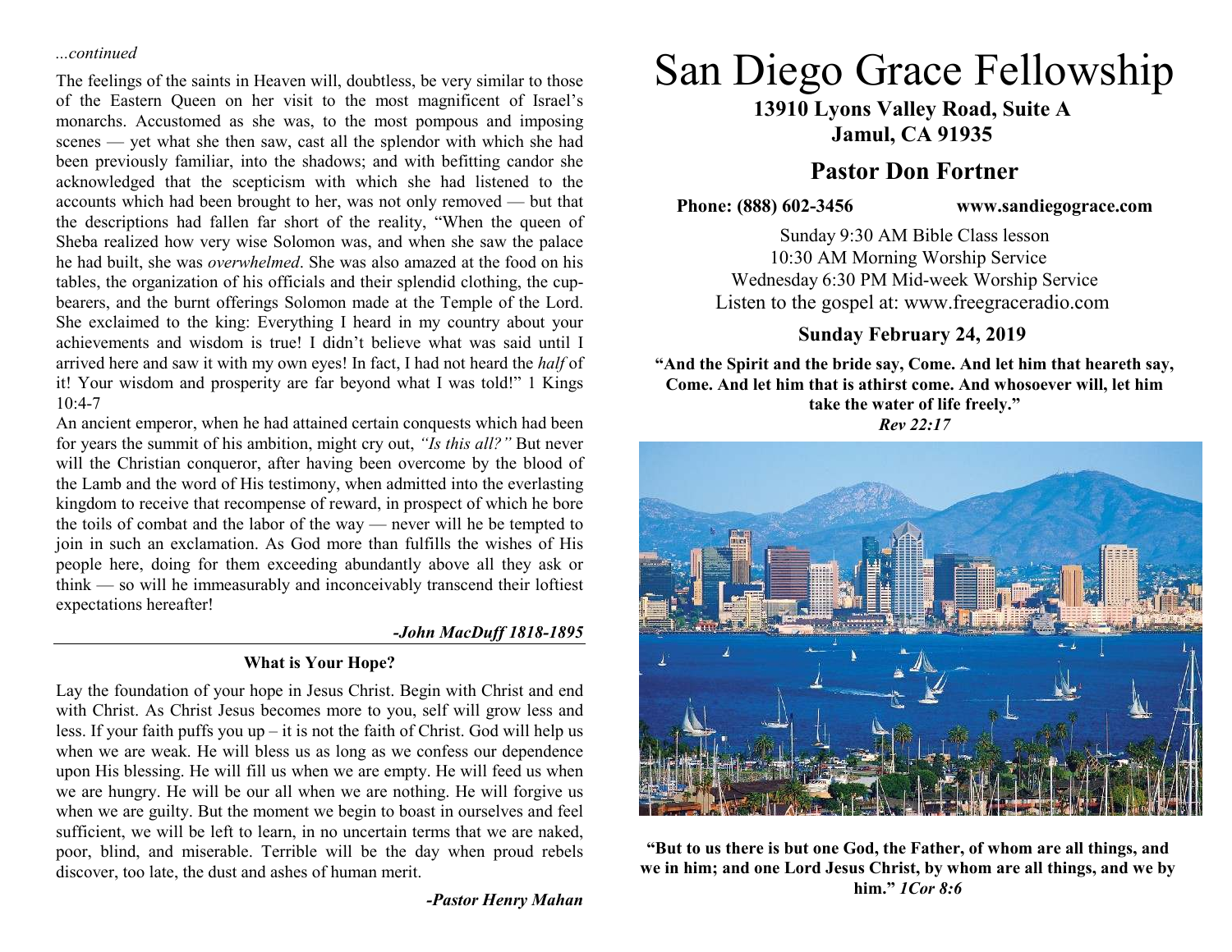*...continued*

The feelings of the saints in Heaven will, doubtless, be very similar to those of the Eastern Queen on her visit to the most magnificent of Israel's monarchs. Accustomed as she was, to the most pompous and imposing scenes — yet what she then saw, cast all the splendor with which she had been previously familiar, into the shadows; and with befitting candor she acknowledged that the scepticism with which she had listened to the accounts which had been brought to her, was not only removed — but that the descriptions had fallen far short of the reality, "When the queen of Sheba realized how very wise Solomon was, and when she saw the palace he had built, she was *overwhelmed*. She was also amazed at the food on his tables, the organization of his officials and their splendid clothing, the cup-bearers, and the burnt offerings Solomon made at the Temple of the Lord. She exclaimed to the king: Everything I heard in my country about your achievements and wisdom is true! I didn't believe what was said until I arrived here and saw it with my own eyes! In fact, I had not heard the *half* of it! Your wisdom and prosperity are far beyond what I was told!" 1 Kings 10:4-7

An ancient emperor, when he had attained certain conquests which had been for years the summit of his ambition, might cry out, *"Is this all?"* But never will the Christian conqueror, after having been overcome by the blood of the Lamb and the word of His testimony, when admitted into the everlasting kingdom to receive that recompense of reward, in prospect of which he bore the toils of combat and the labor of the way — never will he be tempted to join in such an exclamation. As God more than fulfills the wishes of His people here, doing for them exceeding abundantly above all they ask or think — so will he immeasurably and inconceivably transcend their loftiest expectations hereafter!

***-John MacDuff 1818-1895***

---

**What is Your Hope?**

Lay the foundation of your hope in Jesus Christ. Begin with Christ and end with Christ. As Christ Jesus becomes more to you, self will grow less and less. If your faith puffs you up – it is not the faith of Christ. God will help us when we are weak. He will bless us as long as we confess our dependence upon His blessing. He will fill us when we are empty. He will feed us when we are hungry. He will be our all when we are nothing. He will forgive us when we are guilty. But the moment we begin to boast in ourselves and feel sufficient, we will be left to learn, in no uncertain terms that we are naked, poor, blind, and miserable. Terrible will be the day when proud rebels discover, too late, the dust and ashes of human merit.

***-Pastor Henry Mahan***

# San Diego Grace Fellowship

**13910 Lyons Valley Road, Suite A**
**Jamul, CA 91935**

## Pastor Don Fortner

**Phone: (888) 602-3456** **www.sandiegograce.com**

Sunday 9:30 AM Bible Class lesson
10:30 AM Morning Worship Service
Wednesday 6:30 PM Mid-week Worship Service
Listen to the gospel at: www.freegraceradio.com

### Sunday February 24, 2019

**"And the Spirit and the bride say, Come. And let him that heareth say, Come. And let him that is athirst come. And whosoever will, let him take the water of life freely."**
***Rev 22:17***

**"But to us there is but one God, the Father, of whom are all things, and we in him; and one Lord Jesus Christ, by whom are all things, and we by him."** ***1Cor 8:6***